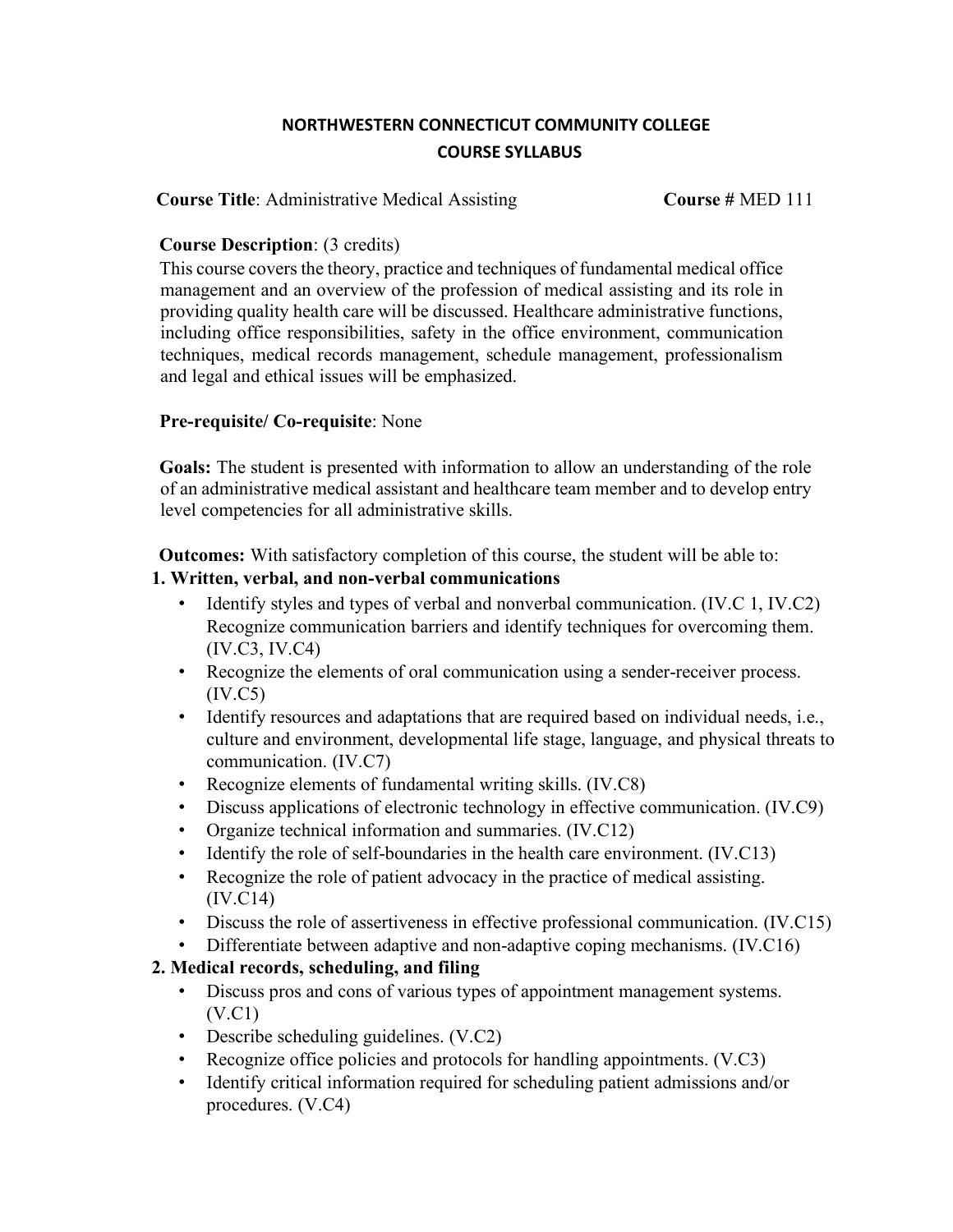# NORTHWESTERN CONNECTICUT COMMUNITY COLLEGE
## COURSE SYLLABUS

**Course Title**: Administrative Medical Assisting **Course #** MED 111

**Course Description**: (3 credits)
This course covers the theory, practice and techniques of fundamental medical office management and an overview of the profession of medical assisting and its role in providing quality health care will be discussed. Healthcare administrative functions, including office responsibilities, safety in the office environment, communication techniques, medical records management, schedule management, professionalism and legal and ethical issues will be emphasized.

**Pre-requisite/ Co-requisite**: None

**Goals:** The student is presented with information to allow an understanding of the role of an administrative medical assistant and healthcare team member and to develop entry level competencies for all administrative skills.

**Outcomes:** With satisfactory completion of this course, the student will be able to:

**1. Written, verbal, and non-verbal communications**

- Identify styles and types of verbal and nonverbal communication. (IV.C 1, IV.C2) Recognize communication barriers and identify techniques for overcoming them. (IV.C3, IV.C4)
- Recognize the elements of oral communication using a sender-receiver process. (IV.C5)
- Identify resources and adaptations that are required based on individual needs, i.e., culture and environment, developmental life stage, language, and physical threats to communication. (IV.C7)
- Recognize elements of fundamental writing skills. (IV.C8)
- Discuss applications of electronic technology in effective communication. (IV.C9)
- Organize technical information and summaries. (IV.C12)
- Identify the role of self-boundaries in the health care environment. (IV.C13)
- Recognize the role of patient advocacy in the practice of medical assisting. (IV.C14)
- Discuss the role of assertiveness in effective professional communication. (IV.C15)
- Differentiate between adaptive and non-adaptive coping mechanisms. (IV.C16)

**2. Medical records, scheduling, and filing**

- Discuss pros and cons of various types of appointment management systems. (V.C1)
- Describe scheduling guidelines. (V.C2)
- Recognize office policies and protocols for handling appointments. (V.C3)
- Identify critical information required for scheduling patient admissions and/or procedures. (V.C4)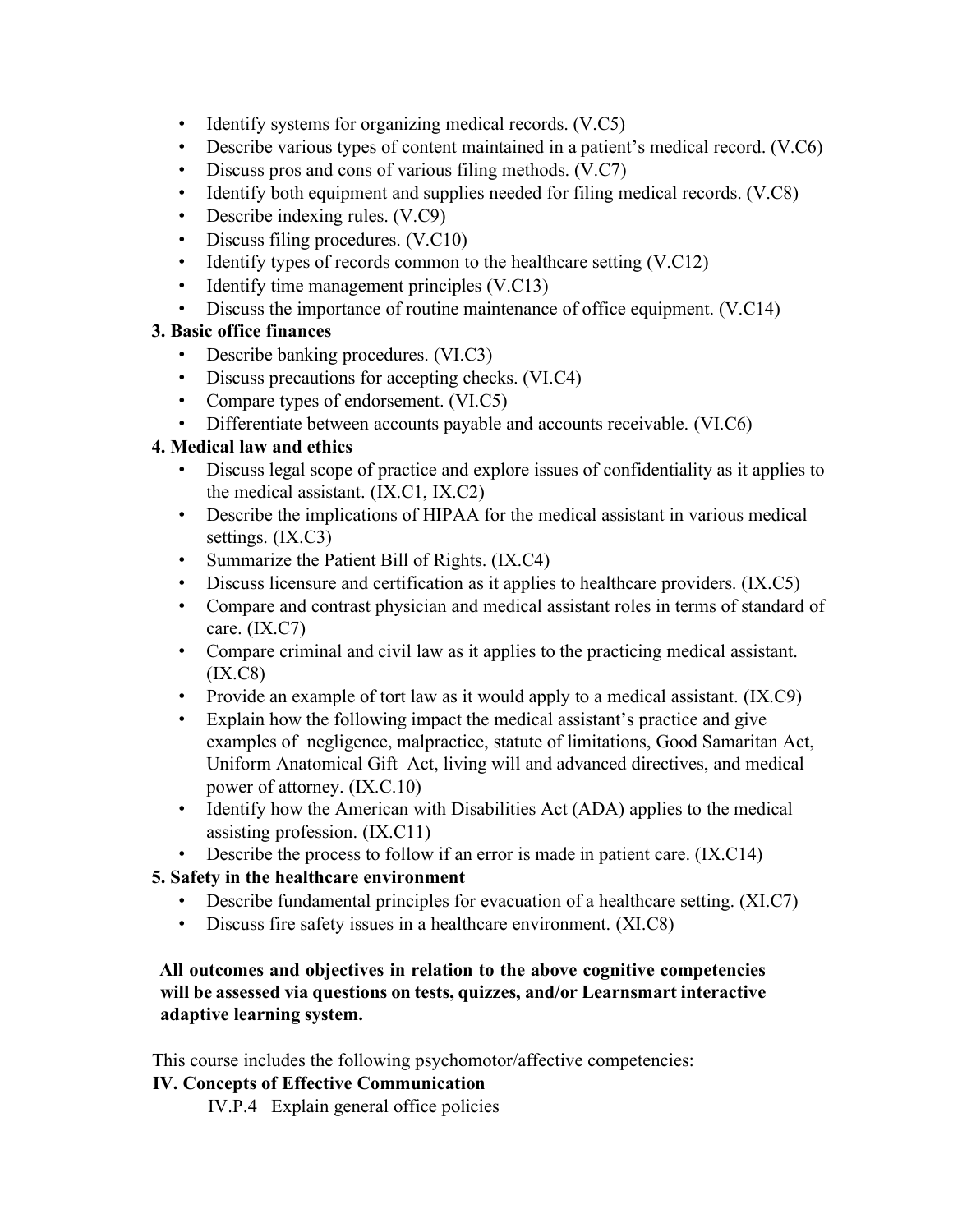- Identify systems for organizing medical records. (V.C5)
- Describe various types of content maintained in a patient's medical record. (V.C6)
- Discuss pros and cons of various filing methods. (V.C7)
- Identify both equipment and supplies needed for filing medical records. (V.C8)
- Describe indexing rules. (V.C9)
- Discuss filing procedures. (V.C10)
- Identify types of records common to the healthcare setting (V.C12)
- Identify time management principles (V.C13)
- Discuss the importance of routine maintenance of office equipment. (V.C14)

**3. Basic office finances**

- Describe banking procedures. (VI.C3)
- Discuss precautions for accepting checks. (VI.C4)
- Compare types of endorsement. (VI.C5)
- Differentiate between accounts payable and accounts receivable. (VI.C6)

**4. Medical law and ethics**

- Discuss legal scope of practice and explore issues of confidentiality as it applies to the medical assistant. (IX.C1, IX.C2)
- Describe the implications of HIPAA for the medical assistant in various medical settings. (IX.C3)
- Summarize the Patient Bill of Rights. (IX.C4)
- Discuss licensure and certification as it applies to healthcare providers. (IX.C5)
- Compare and contrast physician and medical assistant roles in terms of standard of care. (IX.C7)
- Compare criminal and civil law as it applies to the practicing medical assistant. (IX.C8)
- Provide an example of tort law as it would apply to a medical assistant. (IX.C9)
- Explain how the following impact the medical assistant's practice and give examples of negligence, malpractice, statute of limitations, Good Samaritan Act, Uniform Anatomical Gift Act, living will and advanced directives, and medical power of attorney. (IX.C.10)
- Identify how the American with Disabilities Act (ADA) applies to the medical assisting profession. (IX.C11)
- Describe the process to follow if an error is made in patient care. (IX.C14)

**5. Safety in the healthcare environment**

- Describe fundamental principles for evacuation of a healthcare setting. (XI.C7)
- Discuss fire safety issues in a healthcare environment. (XI.C8)

**All outcomes and objectives in relation to the above cognitive competencies will be assessed via questions on tests, quizzes, and/or Learnsmart interactive adaptive learning system.**

This course includes the following psychomotor/affective competencies:

**IV. Concepts of Effective Communication**

IV.P.4 Explain general office policies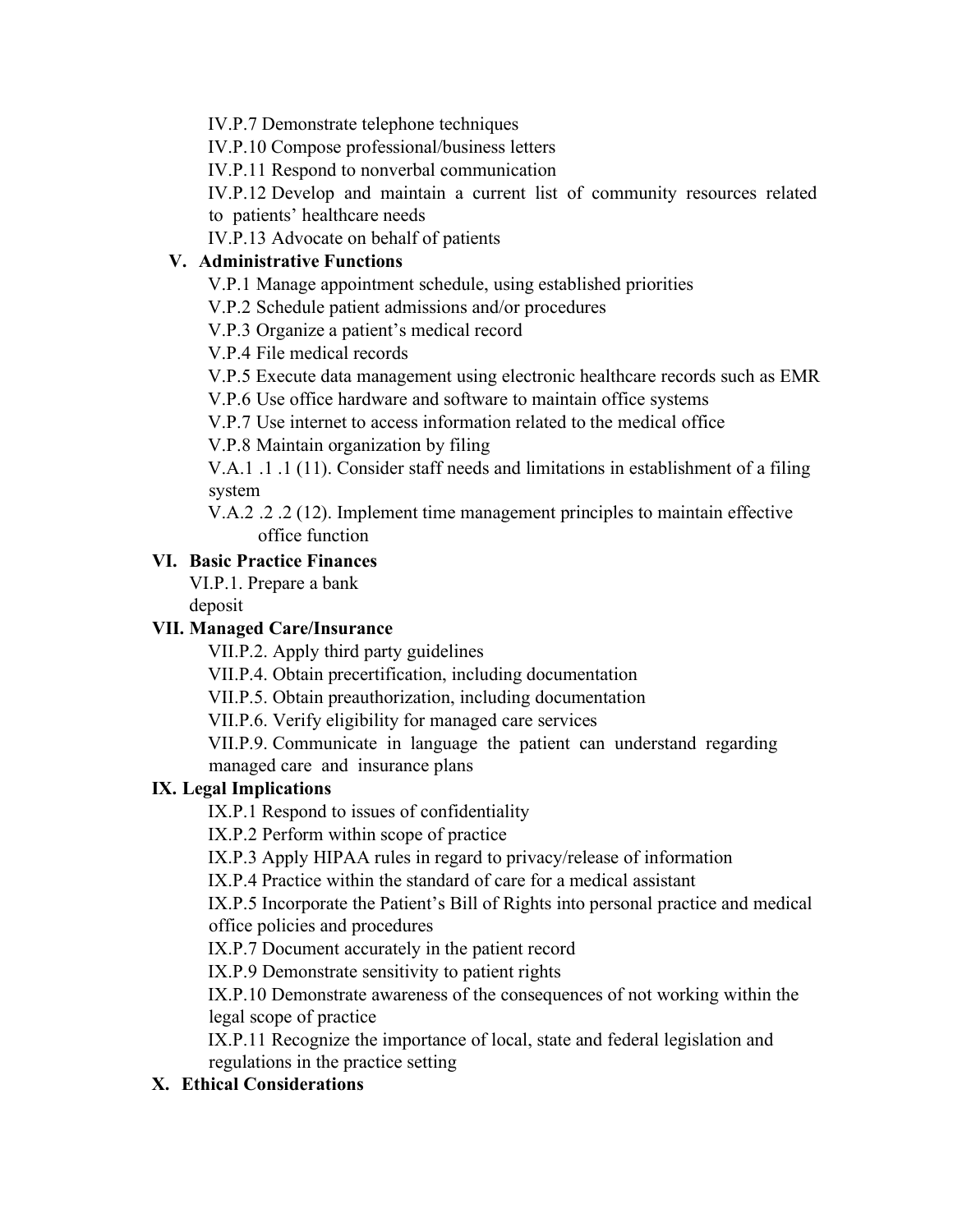IV.P.7 Demonstrate telephone techniques

IV.P.10 Compose professional/business letters

IV.P.11 Respond to nonverbal communication

IV.P.12 Develop and maintain a current list of community resources related to patients' healthcare needs

IV.P.13 Advocate on behalf of patients

**V. Administrative Functions**

V.P.1 Manage appointment schedule, using established priorities

V.P.2 Schedule patient admissions and/or procedures

V.P.3 Organize a patient's medical record

V.P.4 File medical records

V.P.5 Execute data management using electronic healthcare records such as EMR

V.P.6 Use office hardware and software to maintain office systems

V.P.7 Use internet to access information related to the medical office

V.P.8 Maintain organization by filing

V.A.1 .1 .1 (11). Consider staff needs and limitations in establishment of a filing system

V.A.2 .2 .2 (12). Implement time management principles to maintain effective office function

**VI. Basic Practice Finances**

VI.P.1. Prepare a bank deposit

**VII. Managed Care/Insurance**

VII.P.2. Apply third party guidelines

VII.P.4. Obtain precertification, including documentation

VII.P.5. Obtain preauthorization, including documentation

VII.P.6. Verify eligibility for managed care services

VII.P.9. Communicate in language the patient can understand regarding managed care and insurance plans

**IX. Legal Implications**

IX.P.1 Respond to issues of confidentiality

IX.P.2 Perform within scope of practice

IX.P.3 Apply HIPAA rules in regard to privacy/release of information

IX.P.4 Practice within the standard of care for a medical assistant

IX.P.5 Incorporate the Patient's Bill of Rights into personal practice and medical office policies and procedures

IX.P.7 Document accurately in the patient record

IX.P.9 Demonstrate sensitivity to patient rights

IX.P.10 Demonstrate awareness of the consequences of not working within the legal scope of practice

IX.P.11 Recognize the importance of local, state and federal legislation and regulations in the practice setting

**X. Ethical Considerations**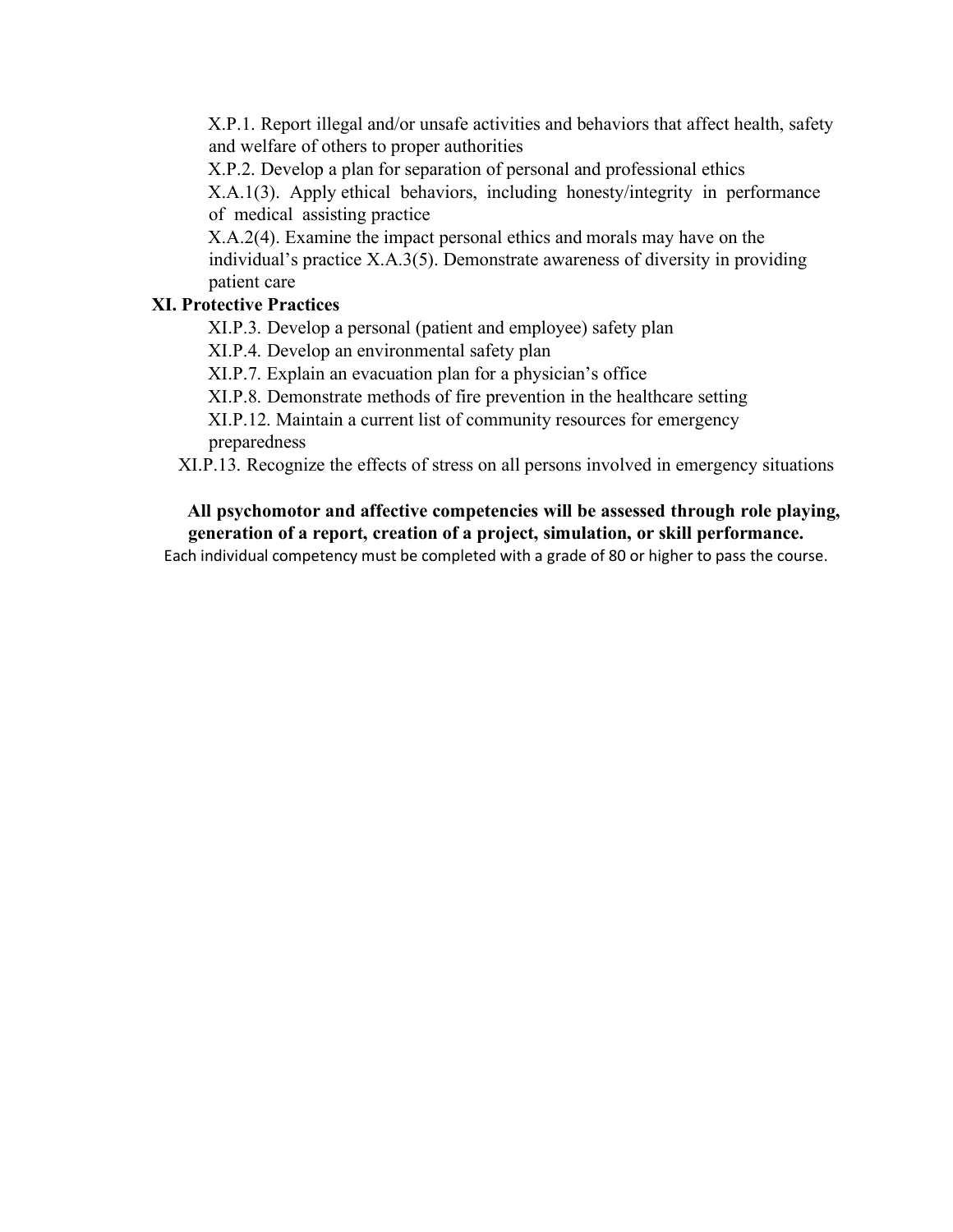X.P.1. Report illegal and/or unsafe activities and behaviors that affect health, safety and welfare of others to proper authorities

X.P.2. Develop a plan for separation of personal and professional ethics

X.A.1(3). Apply ethical behaviors, including honesty/integrity in performance of medical assisting practice

X.A.2(4). Examine the impact personal ethics and morals may have on the individual's practice X.A.3(5). Demonstrate awareness of diversity in providing patient care

**XI. Protective Practices**

XI.P.3. Develop a personal (patient and employee) safety plan

XI.P.4. Develop an environmental safety plan

XI.P.7. Explain an evacuation plan for a physician's office

XI.P.8. Demonstrate methods of fire prevention in the healthcare setting

XI.P.12. Maintain a current list of community resources for emergency preparedness

XI.P.13. Recognize the effects of stress on all persons involved in emergency situations

**All psychomotor and affective competencies will be assessed through role playing, generation of a report, creation of a project, simulation, or skill performance.**

Each individual competency must be completed with a grade of 80 or higher to pass the course.